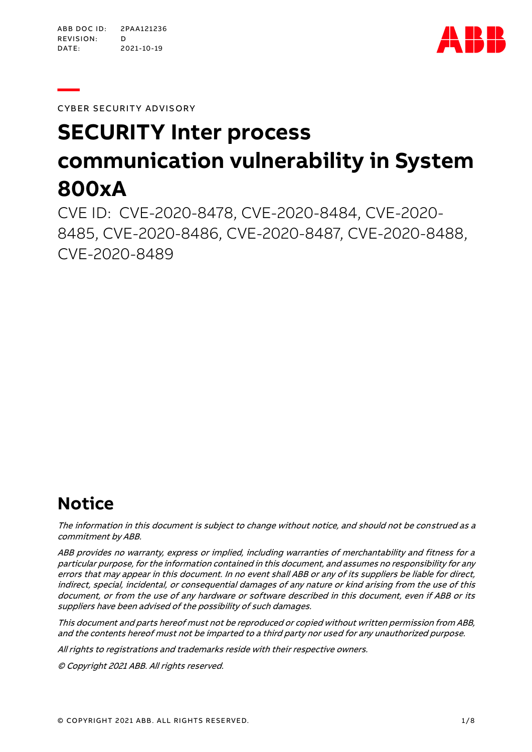ABB DOC ID: 2PAA121236
REVISION: D
DATE: 2021-10-19

CYBER SECURITY ADVISORY

# SECURITY Inter process communication vulnerability in System 800xA

CVE ID: CVE-2020-8478, CVE-2020-8484, CVE-2020-8485, CVE-2020-8486, CVE-2020-8487, CVE-2020-8488, CVE-2020-8489

## Notice

*The information in this document is subject to change without notice, and should not be construed as a commitment by ABB.*

*ABB provides no warranty, express or implied, including warranties of merchantability and fitness for a particular purpose, for the information contained in this document, and assumes no responsibility for any errors that may appear in this document. In no event shall ABB or any of its suppliers be liable for direct, indirect, special, incidental, or consequential damages of any nature or kind arising from the use of this document, or from the use of any hardware or software described in this document, even if ABB or its suppliers have been advised of the possibility of such damages.*

*This document and parts hereof must not be reproduced or copied without written permission from ABB, and the contents hereof must not be imparted to a third party nor used for any unauthorized purpose.*

*All rights to registrations and trademarks reside with their respective owners.*

*© Copyright 2021 ABB. All rights reserved.*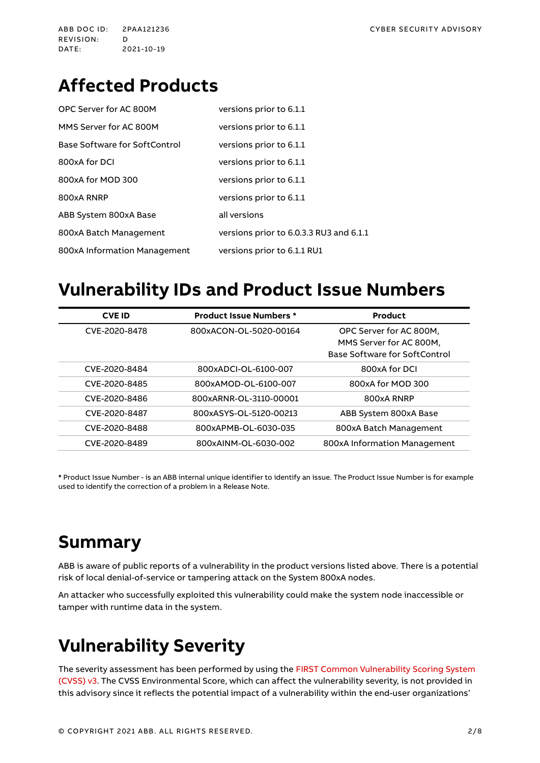# Affected Products

| | |
|---|---|
| OPC Server for AC 800M | versions prior to 6.1.1 |
| MMS Server for AC 800M | versions prior to 6.1.1 |
| Base Software for SoftControl | versions prior to 6.1.1 |
| 800xA for DCI | versions prior to 6.1.1 |
| 800xA for MOD 300 | versions prior to 6.1.1 |
| 800xA RNRP | versions prior to 6.1.1 |
| ABB System 800xA Base | all versions |
| 800xA Batch Management | versions prior to 6.0.3.3 RU3 and 6.1.1 |
| 800xA Information Management | versions prior to 6.1.1 RU1 |

# Vulnerability IDs and Product Issue Numbers

| CVE ID | Product Issue Numbers * | Product |
|---|---|---|
| CVE-2020-8478 | 800xACON-OL-5020-00164 | OPC Server for AC 800M, MMS Server for AC 800M, Base Software for SoftControl |
| CVE-2020-8484 | 800xADCI-OL-6100-007 | 800xA for DCI |
| CVE-2020-8485 | 800xAMOD-OL-6100-007 | 800xA for MOD 300 |
| CVE-2020-8486 | 800xARNR-OL-3110-00001 | 800xA RNRP |
| CVE-2020-8487 | 800xASYS-OL-5120-00213 | ABB System 800xA Base |
| CVE-2020-8488 | 800xAPMB-OL-6030-035 | 800xA Batch Management |
| CVE-2020-8489 | 800xAINM-OL-6030-002 | 800xA Information Management |

**\*** Product Issue Number - is an ABB internal unique identifier to identify an issue. The Product Issue Number is for example used to identify the correction of a problem in a Release Note.

# Summary

ABB is aware of public reports of a vulnerability in the product versions listed above. There is a potential risk of local denial-of-service or tampering attack on the System 800xA nodes.

An attacker who successfully exploited this vulnerability could make the system node inaccessible or tamper with runtime data in the system.

# Vulnerability Severity

The severity assessment has been performed by using the FIRST Common Vulnerability Scoring System (CVSS) v3. The CVSS Environmental Score, which can affect the vulnerability severity, is not provided in this advisory since it reflects the potential impact of a vulnerability within the end-user organizations'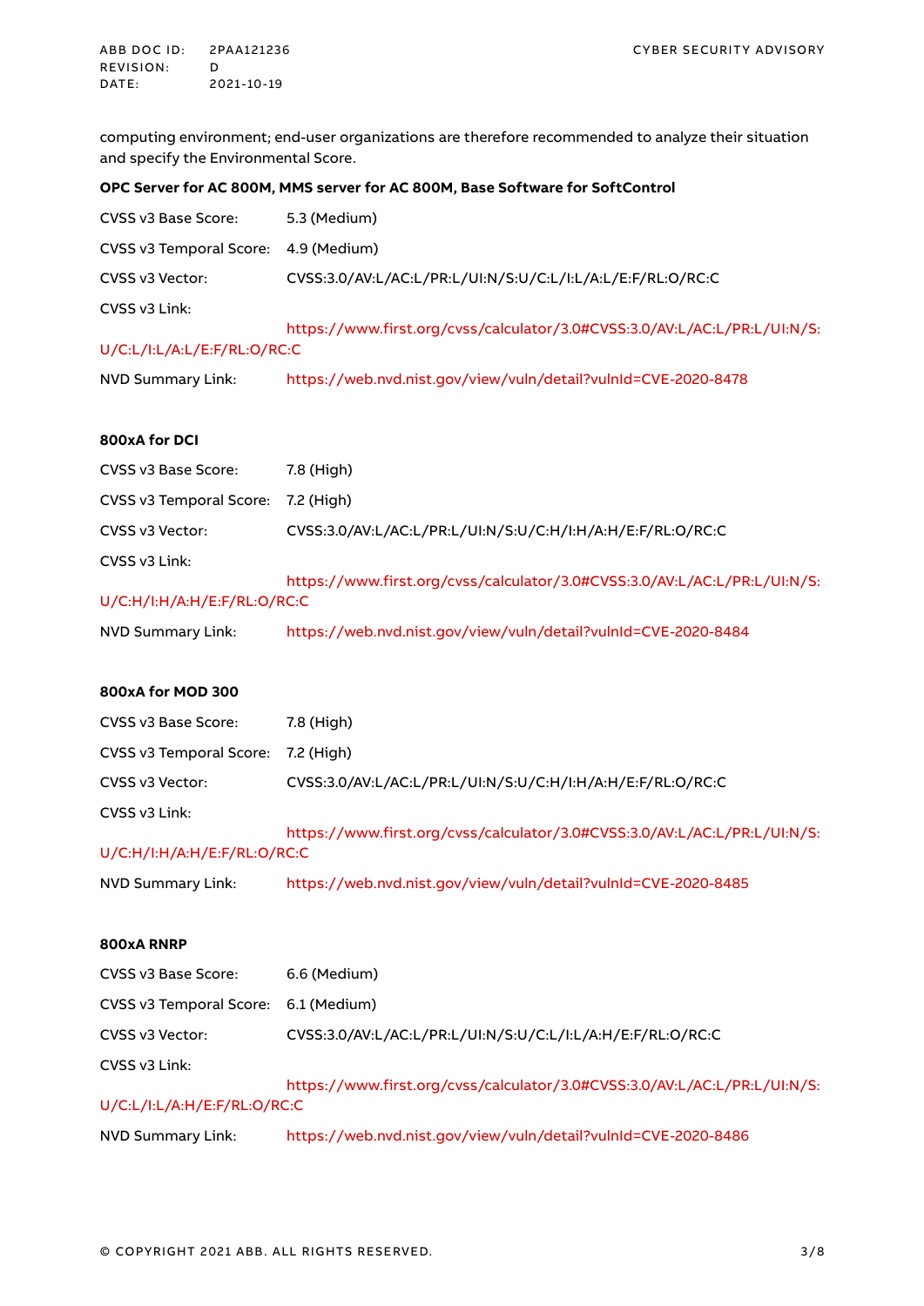computing environment; end-user organizations are therefore recommended to analyze their situation and specify the Environmental Score.

**OPC Server for AC 800M, MMS server for AC 800M, Base Software for SoftControl**

CVSS v3 Base Score: 5.3 (Medium)

CVSS v3 Temporal Score: 4.9 (Medium)

CVSS v3 Vector: CVSS:3.0/AV:L/AC:L/PR:L/UI:N/S:U/C:L/I:L/A:L/E:F/RL:O/RC:C

CVSS v3 Link: https://www.first.org/cvss/calculator/3.0#CVSS:3.0/AV:L/AC:L/PR:L/UI:N/S:U/C:L/I:L/A:L/E:F/RL:O/RC:C

NVD Summary Link: https://web.nvd.nist.gov/view/vuln/detail?vulnId=CVE-2020-8478

**800xA for DCI**

CVSS v3 Base Score: 7.8 (High)

CVSS v3 Temporal Score: 7.2 (High)

CVSS v3 Vector: CVSS:3.0/AV:L/AC:L/PR:L/UI:N/S:U/C:H/I:H/A:H/E:F/RL:O/RC:C

CVSS v3 Link: https://www.first.org/cvss/calculator/3.0#CVSS:3.0/AV:L/AC:L/PR:L/UI:N/S:U/C:H/I:H/A:H/E:F/RL:O/RC:C

NVD Summary Link: https://web.nvd.nist.gov/view/vuln/detail?vulnId=CVE-2020-8484

**800xA for MOD 300**

CVSS v3 Base Score: 7.8 (High)

CVSS v3 Temporal Score: 7.2 (High)

CVSS v3 Vector: CVSS:3.0/AV:L/AC:L/PR:L/UI:N/S:U/C:H/I:H/A:H/E:F/RL:O/RC:C

CVSS v3 Link: https://www.first.org/cvss/calculator/3.0#CVSS:3.0/AV:L/AC:L/PR:L/UI:N/S:U/C:H/I:H/A:H/E:F/RL:O/RC:C

NVD Summary Link: https://web.nvd.nist.gov/view/vuln/detail?vulnId=CVE-2020-8485

**800xA RNRP**

CVSS v3 Base Score: 6.6 (Medium)

CVSS v3 Temporal Score: 6.1 (Medium)

CVSS v3 Vector: CVSS:3.0/AV:L/AC:L/PR:L/UI:N/S:U/C:L/I:L/A:H/E:F/RL:O/RC:C

CVSS v3 Link: https://www.first.org/cvss/calculator/3.0#CVSS:3.0/AV:L/AC:L/PR:L/UI:N/S:U/C:L/I:L/A:H/E:F/RL:O/RC:C

NVD Summary Link: https://web.nvd.nist.gov/view/vuln/detail?vulnId=CVE-2020-8486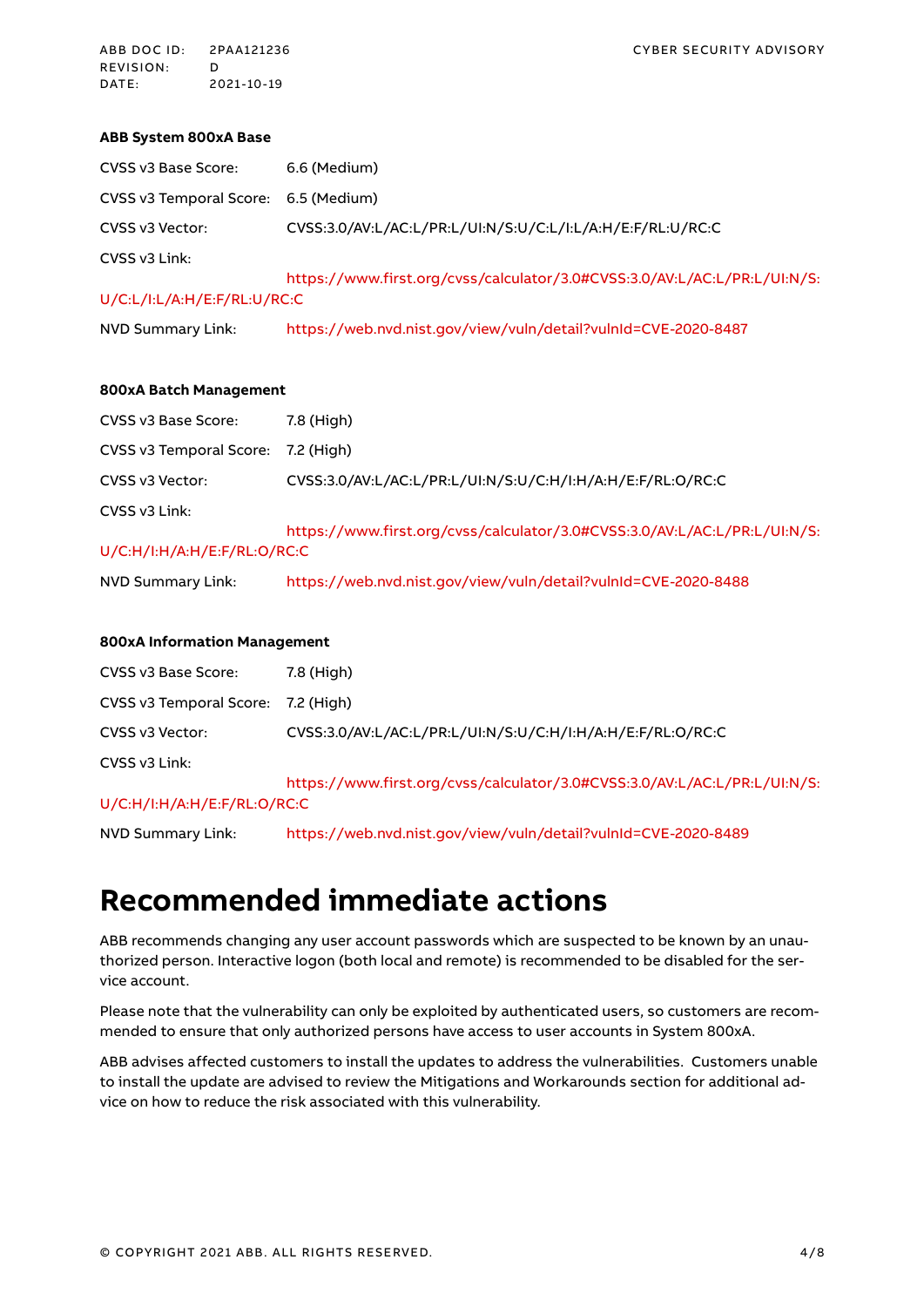**ABB System 800xA Base**

CVSS v3 Base Score: 6.6 (Medium)

CVSS v3 Temporal Score: 6.5 (Medium)

CVSS v3 Vector: CVSS:3.0/AV:L/AC:L/PR:L/UI:N/S:U/C:L/I:L/A:H/E:F/RL:U/RC:C

CVSS v3 Link: https://www.first.org/cvss/calculator/3.0#CVSS:3.0/AV:L/AC:L/PR:L/UI:N/S:U/C:L/I:L/A:H/E:F/RL:U/RC:C

NVD Summary Link: https://web.nvd.nist.gov/view/vuln/detail?vulnId=CVE-2020-8487

**800xA Batch Management**

CVSS v3 Base Score: 7.8 (High)

CVSS v3 Temporal Score: 7.2 (High)

CVSS v3 Vector: CVSS:3.0/AV:L/AC:L/PR:L/UI:N/S:U/C:H/I:H/A:H/E:F/RL:O/RC:C

CVSS v3 Link: https://www.first.org/cvss/calculator/3.0#CVSS:3.0/AV:L/AC:L/PR:L/UI:N/S:U/C:H/I:H/A:H/E:F/RL:O/RC:C

NVD Summary Link: https://web.nvd.nist.gov/view/vuln/detail?vulnId=CVE-2020-8488

**800xA Information Management**

CVSS v3 Base Score: 7.8 (High)

CVSS v3 Temporal Score: 7.2 (High)

CVSS v3 Vector: CVSS:3.0/AV:L/AC:L/PR:L/UI:N/S:U/C:H/I:H/A:H/E:F/RL:O/RC:C

CVSS v3 Link: https://www.first.org/cvss/calculator/3.0#CVSS:3.0/AV:L/AC:L/PR:L/UI:N/S:U/C:H/I:H/A:H/E:F/RL:O/RC:C

NVD Summary Link: https://web.nvd.nist.gov/view/vuln/detail?vulnId=CVE-2020-8489

# Recommended immediate actions

ABB recommends changing any user account passwords which are suspected to be known by an unauthorized person. Interactive logon (both local and remote) is recommended to be disabled for the service account.

Please note that the vulnerability can only be exploited by authenticated users, so customers are recommended to ensure that only authorized persons have access to user accounts in System 800xA.

ABB advises affected customers to install the updates to address the vulnerabilities. Customers unable to install the update are advised to review the Mitigations and Workarounds section for additional advice on how to reduce the risk associated with this vulnerability.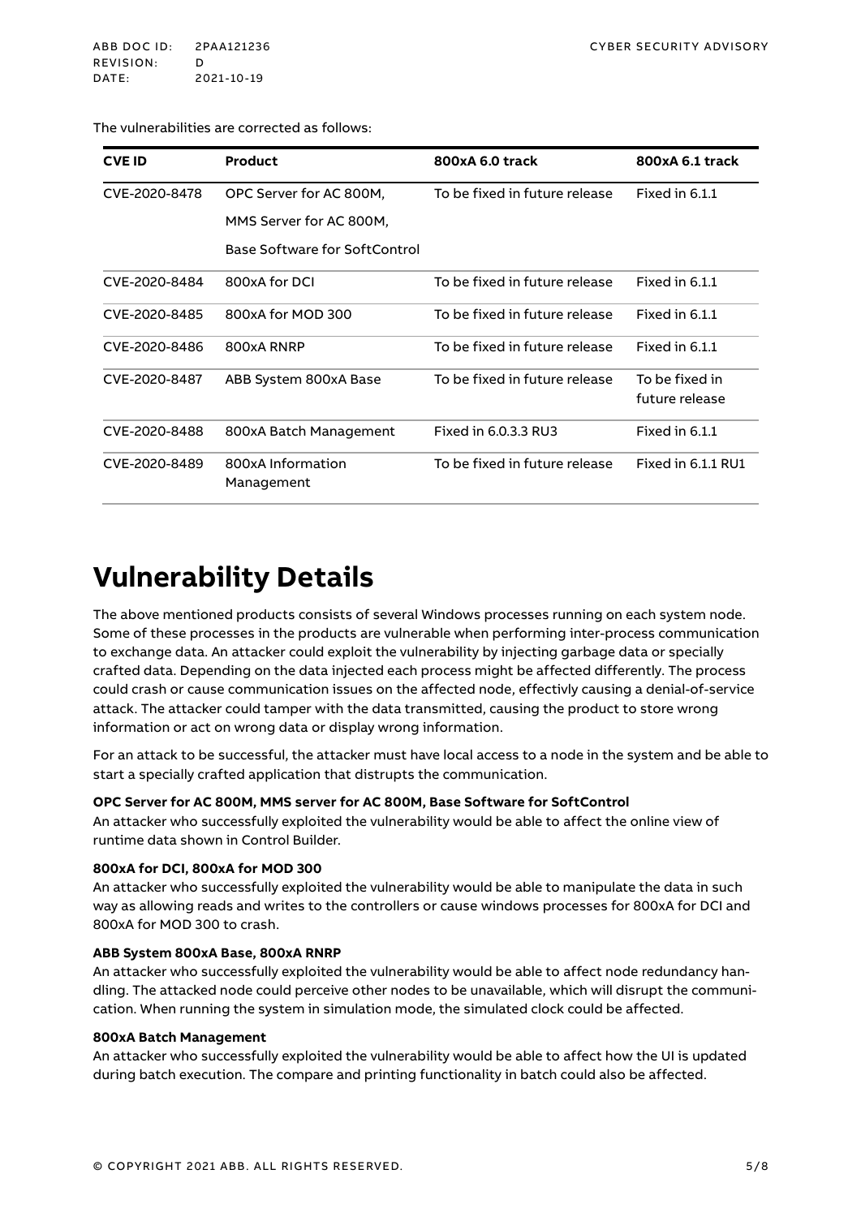The vulnerabilities are corrected as follows:

| CVE ID | Product | 800xA 6.0 track | 800xA 6.1 track |
|---|---|---|---|
| CVE-2020-8478 | OPC Server for AC 800M, MMS Server for AC 800M, Base Software for SoftControl | To be fixed in future release | Fixed in 6.1.1 |
| CVE-2020-8484 | 800xA for DCI | To be fixed in future release | Fixed in 6.1.1 |
| CVE-2020-8485 | 800xA for MOD 300 | To be fixed in future release | Fixed in 6.1.1 |
| CVE-2020-8486 | 800xA RNRP | To be fixed in future release | Fixed in 6.1.1 |
| CVE-2020-8487 | ABB System 800xA Base | To be fixed in future release | To be fixed in future release |
| CVE-2020-8488 | 800xA Batch Management | Fixed in 6.0.3.3 RU3 | Fixed in 6.1.1 |
| CVE-2020-8489 | 800xA Information Management | To be fixed in future release | Fixed in 6.1.1 RU1 |

# Vulnerability Details

The above mentioned products consists of several Windows processes running on each system node. Some of these processes in the products are vulnerable when performing inter-process communication to exchange data. An attacker could exploit the vulnerability by injecting garbage data or specially crafted data. Depending on the data injected each process might be affected differently. The process could crash or cause communication issues on the affected node, effectivly causing a denial-of-service attack. The attacker could tamper with the data transmitted, causing the product to store wrong information or act on wrong data or display wrong information.

For an attack to be successful, the attacker must have local access to a node in the system and be able to start a specially crafted application that distrupts the communication.

**OPC Server for AC 800M, MMS server for AC 800M, Base Software for SoftControl**
An attacker who successfully exploited the vulnerability would be able to affect the online view of runtime data shown in Control Builder.

**800xA for DCI, 800xA for MOD 300**
An attacker who successfully exploited the vulnerability would be able to manipulate the data in such way as allowing reads and writes to the controllers or cause windows processes for 800xA for DCI and 800xA for MOD 300 to crash.

**ABB System 800xA Base, 800xA RNRP**
An attacker who successfully exploited the vulnerability would be able to affect node redundancy handling. The attacked node could perceive other nodes to be unavailable, which will disrupt the communication. When running the system in simulation mode, the simulated clock could be affected.

**800xA Batch Management**
An attacker who successfully exploited the vulnerability would be able to affect how the UI is updated during batch execution. The compare and printing functionality in batch could also be affected.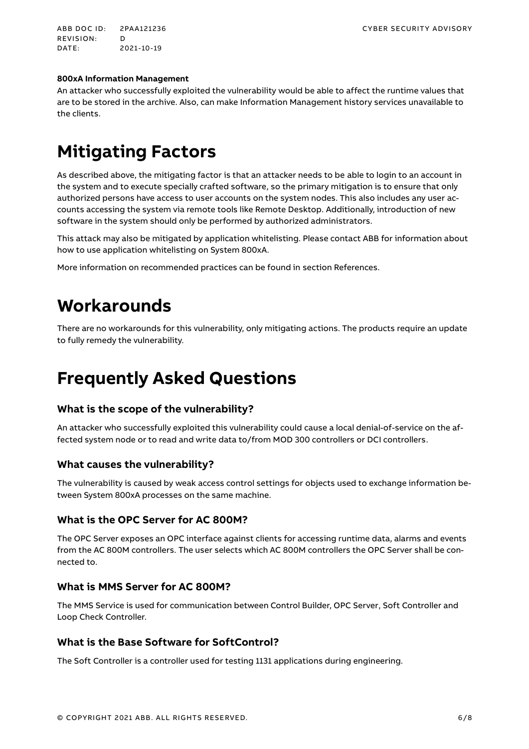**800xA Information Management**

An attacker who successfully exploited the vulnerability would be able to affect the runtime values that are to be stored in the archive. Also, can make Information Management history services unavailable to the clients.

# Mitigating Factors

As described above, the mitigating factor is that an attacker needs to be able to login to an account in the system and to execute specially crafted software, so the primary mitigation is to ensure that only authorized persons have access to user accounts on the system nodes. This also includes any user accounts accessing the system via remote tools like Remote Desktop. Additionally, introduction of new software in the system should only be performed by authorized administrators.

This attack may also be mitigated by application whitelisting. Please contact ABB for information about how to use application whitelisting on System 800xA.

More information on recommended practices can be found in section References.

# Workarounds

There are no workarounds for this vulnerability, only mitigating actions. The products require an update to fully remedy the vulnerability.

# Frequently Asked Questions

## What is the scope of the vulnerability?

An attacker who successfully exploited this vulnerability could cause a local denial-of-service on the affected system node or to read and write data to/from MOD 300 controllers or DCI controllers.

## What causes the vulnerability?

The vulnerability is caused by weak access control settings for objects used to exchange information between System 800xA processes on the same machine.

## What is the OPC Server for AC 800M?

The OPC Server exposes an OPC interface against clients for accessing runtime data, alarms and events from the AC 800M controllers. The user selects which AC 800M controllers the OPC Server shall be connected to.

## What is MMS Server for AC 800M?

The MMS Service is used for communication between Control Builder, OPC Server, Soft Controller and Loop Check Controller.

## What is the Base Software for SoftControl?

The Soft Controller is a controller used for testing 1131 applications during engineering.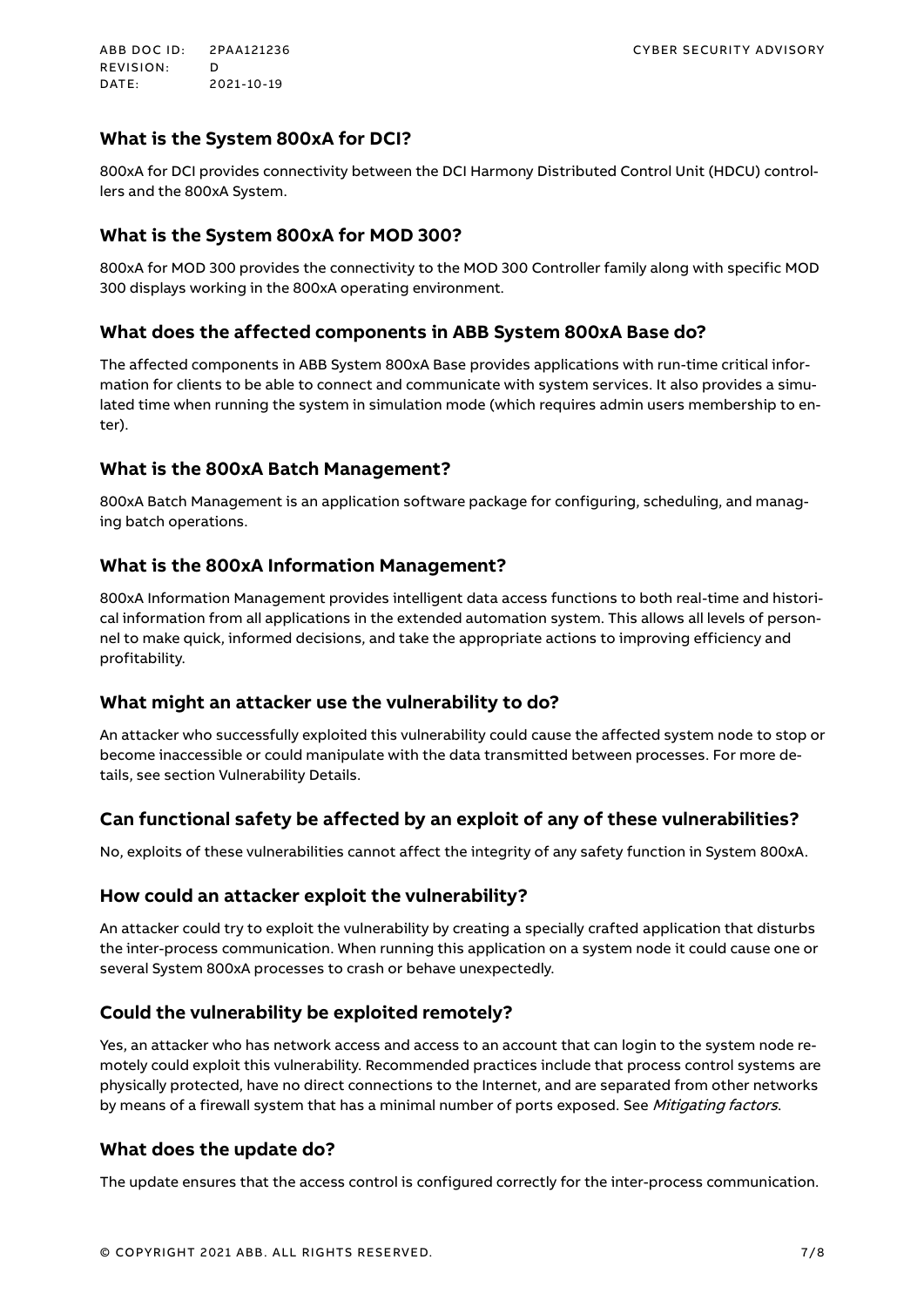## What is the System 800xA for DCI?

800xA for DCI provides connectivity between the DCI Harmony Distributed Control Unit (HDCU) controllers and the 800xA System.

## What is the System 800xA for MOD 300?

800xA for MOD 300 provides the connectivity to the MOD 300 Controller family along with specific MOD 300 displays working in the 800xA operating environment.

## What does the affected components in ABB System 800xA Base do?

The affected components in ABB System 800xA Base provides applications with run-time critical information for clients to be able to connect and communicate with system services. It also provides a simulated time when running the system in simulation mode (which requires admin users membership to enter).

## What is the 800xA Batch Management?

800xA Batch Management is an application software package for configuring, scheduling, and managing batch operations.

## What is the 800xA Information Management?

800xA Information Management provides intelligent data access functions to both real-time and historical information from all applications in the extended automation system. This allows all levels of personnel to make quick, informed decisions, and take the appropriate actions to improving efficiency and profitability.

## What might an attacker use the vulnerability to do?

An attacker who successfully exploited this vulnerability could cause the affected system node to stop or become inaccessible or could manipulate with the data transmitted between processes. For more details, see section Vulnerability Details.

## Can functional safety be affected by an exploit of any of these vulnerabilities?

No, exploits of these vulnerabilities cannot affect the integrity of any safety function in System 800xA.

## How could an attacker exploit the vulnerability?

An attacker could try to exploit the vulnerability by creating a specially crafted application that disturbs the inter-process communication. When running this application on a system node it could cause one or several System 800xA processes to crash or behave unexpectedly.

## Could the vulnerability be exploited remotely?

Yes, an attacker who has network access and access to an account that can login to the system node remotely could exploit this vulnerability. Recommended practices include that process control systems are physically protected, have no direct connections to the Internet, and are separated from other networks by means of a firewall system that has a minimal number of ports exposed. See *Mitigating factors*.

## What does the update do?

The update ensures that the access control is configured correctly for the inter-process communication.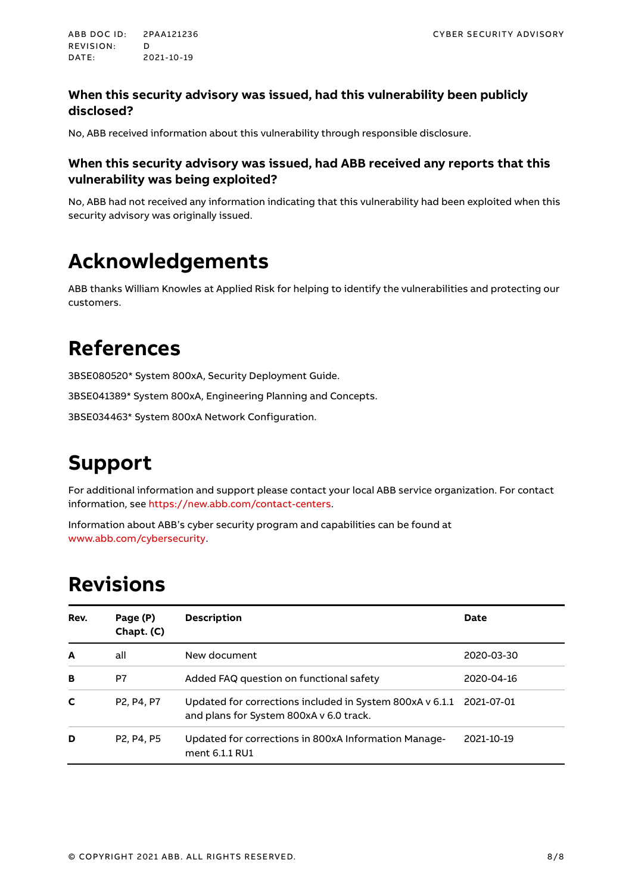### When this security advisory was issued, had this vulnerability been publicly disclosed?

No, ABB received information about this vulnerability through responsible disclosure.

### When this security advisory was issued, had ABB received any reports that this vulnerability was being exploited?

No, ABB had not received any information indicating that this vulnerability had been exploited when this security advisory was originally issued.

# Acknowledgements

ABB thanks William Knowles at Applied Risk for helping to identify the vulnerabilities and protecting our customers.

# References

3BSE080520* System 800xA, Security Deployment Guide.

3BSE041389* System 800xA, Engineering Planning and Concepts.

3BSE034463* System 800xA Network Configuration.

# Support

For additional information and support please contact your local ABB service organization. For contact information, see https://new.abb.com/contact-centers.

Information about ABB's cyber security program and capabilities can be found at www.abb.com/cybersecurity.

# Revisions

| Rev. | Page (P) Chapt. (C) | Description | Date |
|---|---|---|---|
| **A** | all | New document | 2020-03-30 |
| **B** | P7 | Added FAQ question on functional safety | 2020-04-16 |
| **C** | P2, P4, P7 | Updated for corrections included in System 800xA v 6.1.1 and plans for System 800xA v 6.0 track. | 2021-07-01 |
| **D** | P2, P4, P5 | Updated for corrections in 800xA Information Management 6.1.1 RU1 | 2021-10-19 |